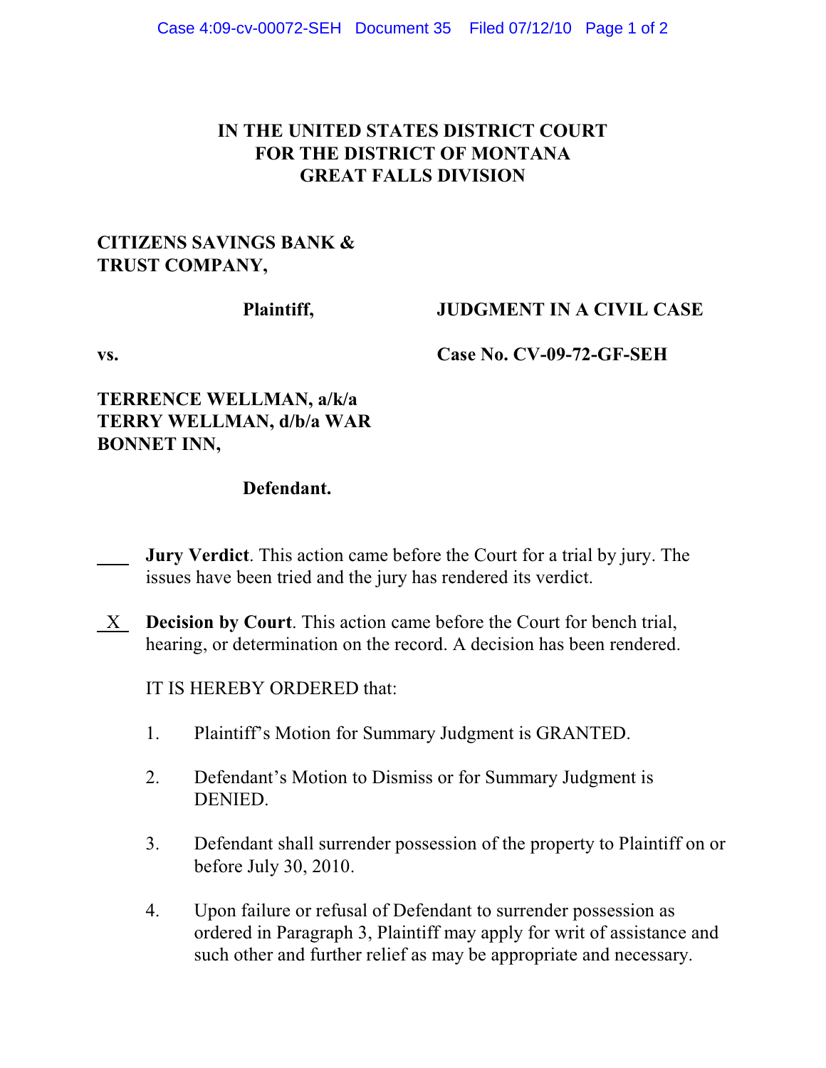# IN THE UNITED STATES DISTRICT COURT FOR THE DISTRICT OF MONTANA GREAT FALLS DIVISION

**CITIZENS SAVINGS BANK & TRUST COMPANY,**

**Plaintiff,**

**JUDGMENT IN A CIVIL CASE**

**vs.**

**Case No. CV-09-72-GF-SEH**

**TERRENCE WELLMAN, a/k/a TERRY WELLMAN, d/b/a WAR BONNET INN,**

**Defendant.**

\_\_\_\_ **Jury Verdict**. This action came before the Court for a trial by jury. The issues have been tried and the jury has rendered its verdict.

\_X\_ **Decision by Court**. This action came before the Court for bench trial, hearing, or determination on the record. A decision has been rendered.

IT IS HEREBY ORDERED that:

1. Plaintiff's Motion for Summary Judgment is GRANTED.

2. Defendant's Motion to Dismiss or for Summary Judgment is DENIED.

3. Defendant shall surrender possession of the property to Plaintiff on or before July 30, 2010.

4. Upon failure or refusal of Defendant to surrender possession as ordered in Paragraph 3, Plaintiff may apply for writ of assistance and such other and further relief as may be appropriate and necessary.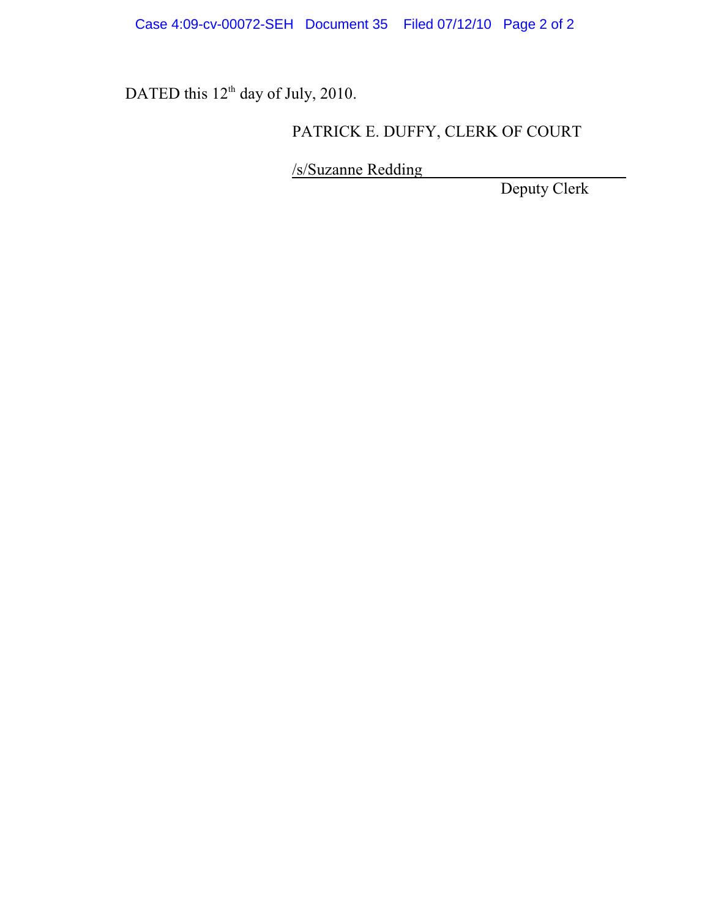DATED this 12th day of July, 2010.

PATRICK E. DUFFY, CLERK OF COURT

/s/Suzanne Redding

Deputy Clerk